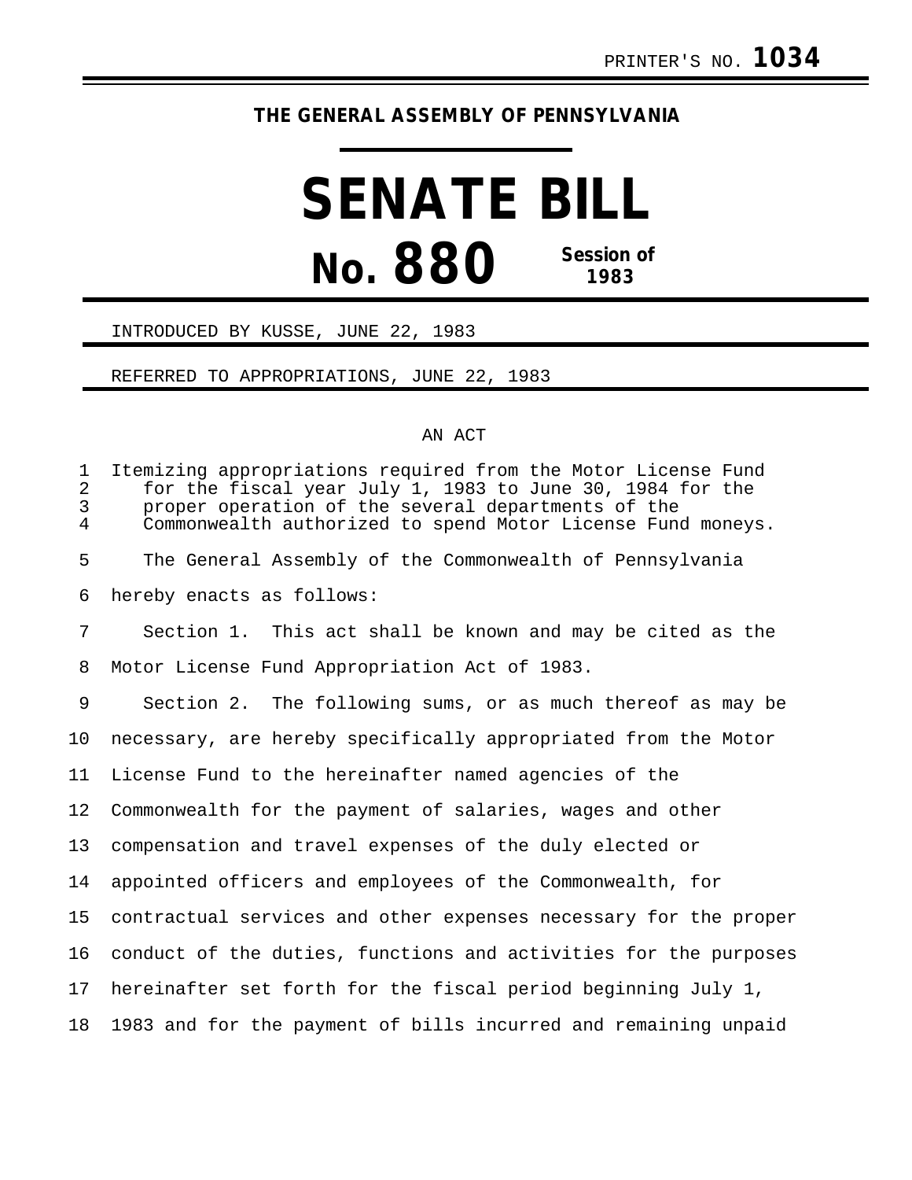PRINTER'S NO. **1034**

**THE GENERAL ASSEMBLY OF PENNSYLVANIA**

# SENATE BILL

## No. 880 Session of 1983

INTRODUCED BY KUSSE, JUNE 22, 1983

REFERRED TO APPROPRIATIONS, JUNE 22, 1983

AN ACT

Itemizing appropriations required from the Motor License Fund for the fiscal year July 1, 1983 to June 30, 1984 for the proper operation of the several departments of the Commonwealth authorized to spend Motor License Fund moneys.

The General Assembly of the Commonwealth of Pennsylvania hereby enacts as follows:

Section 1. This act shall be known and may be cited as the Motor License Fund Appropriation Act of 1983.

Section 2. The following sums, or as much thereof as may be necessary, are hereby specifically appropriated from the Motor License Fund to the hereinafter named agencies of the Commonwealth for the payment of salaries, wages and other compensation and travel expenses of the duly elected or appointed officers and employees of the Commonwealth, for contractual services and other expenses necessary for the proper conduct of the duties, functions and activities for the purposes hereinafter set forth for the fiscal period beginning July 1, 1983 and for the payment of bills incurred and remaining unpaid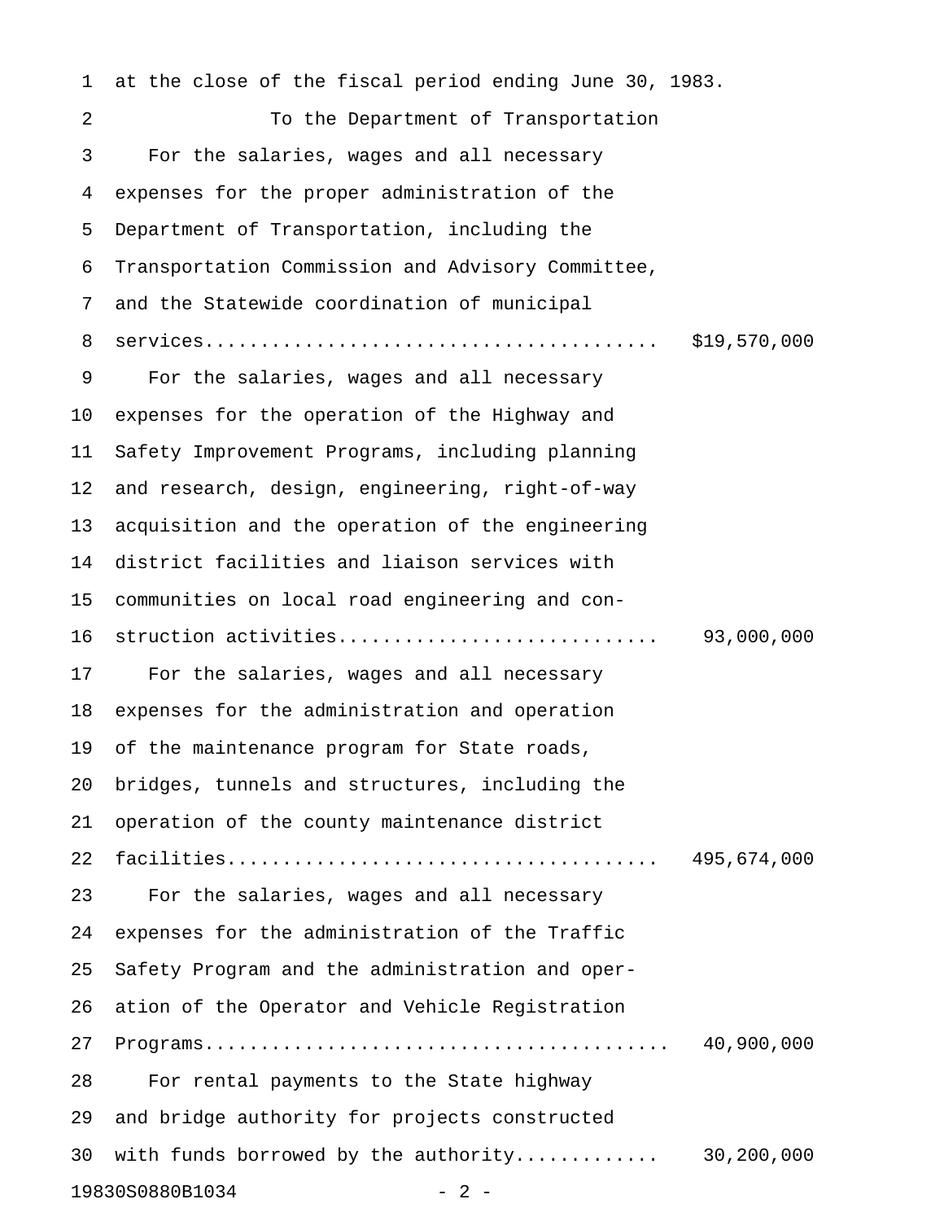at the close of the fiscal period ending June 30, 1983.

To the Department of Transportation

For the salaries, wages and all necessary expenses for the proper administration of the Department of Transportation, including the Transportation Commission and Advisory Committee, and the Statewide coordination of municipal services........................................ $19,570,000

For the salaries, wages and all necessary expenses for the operation of the Highway and Safety Improvement Programs, including planning and research, design, engineering, right-of-way acquisition and the operation of the engineering district facilities and liaison services with communities on local road engineering and construction activities............................ 93,000,000

For the salaries, wages and all necessary expenses for the administration and operation of the maintenance program for State roads, bridges, tunnels and structures, including the operation of the county maintenance district facilities...................................... 495,674,000

For the salaries, wages and all necessary expenses for the administration of the Traffic Safety Program and the administration and operation of the Operator and Vehicle Registration Programs......................................... 40,900,000

For rental payments to the State highway and bridge authority for projects constructed with funds borrowed by the authority............ 30,200,000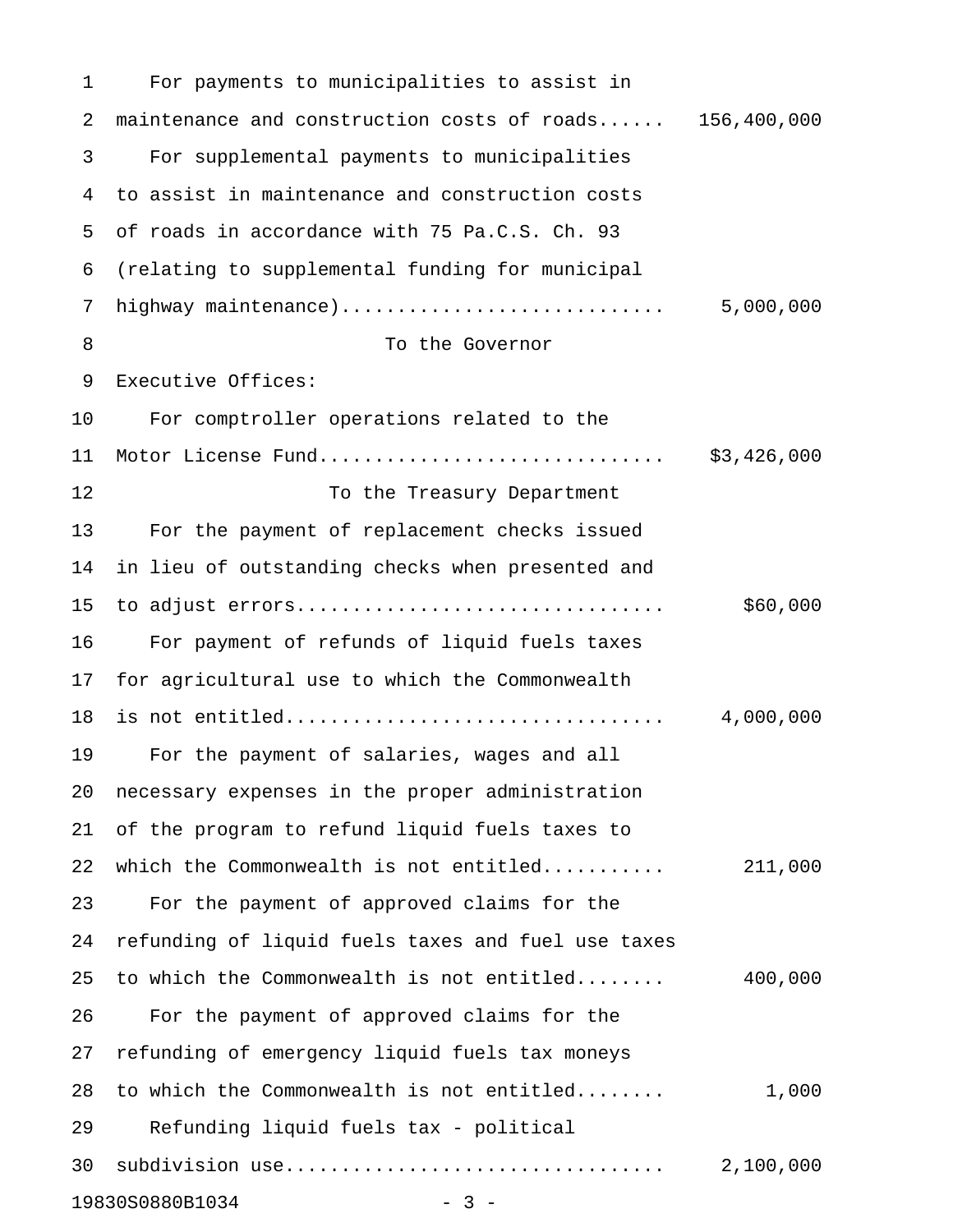For payments to municipalities to assist in maintenance and construction costs of roads...... 156,400,000

For supplemental payments to municipalities to assist in maintenance and construction costs of roads in accordance with 75 Pa.C.S. Ch. 93 (relating to supplemental funding for municipal highway maintenance)............................ 5,000,000

## To the Governor

Executive Offices:

For comptroller operations related to the Motor License Fund.............................. $3,426,000

## To the Treasury Department

For the payment of replacement checks issued in lieu of outstanding checks when presented and to adjust errors................................ $60,000

For payment of refunds of liquid fuels taxes for agricultural use to which the Commonwealth is not entitled................................. 4,000,000

For the payment of salaries, wages and all necessary expenses in the proper administration of the program to refund liquid fuels taxes to which the Commonwealth is not entitled.......... 211,000

For the payment of approved claims for the refunding of liquid fuels taxes and fuel use taxes to which the Commonwealth is not entitled........ 400,000

For the payment of approved claims for the refunding of emergency liquid fuels tax moneys to which the Commonwealth is not entitled........ 1,000

Refunding liquid fuels tax - political subdivision use................................. 2,100,000

19830S0880B1034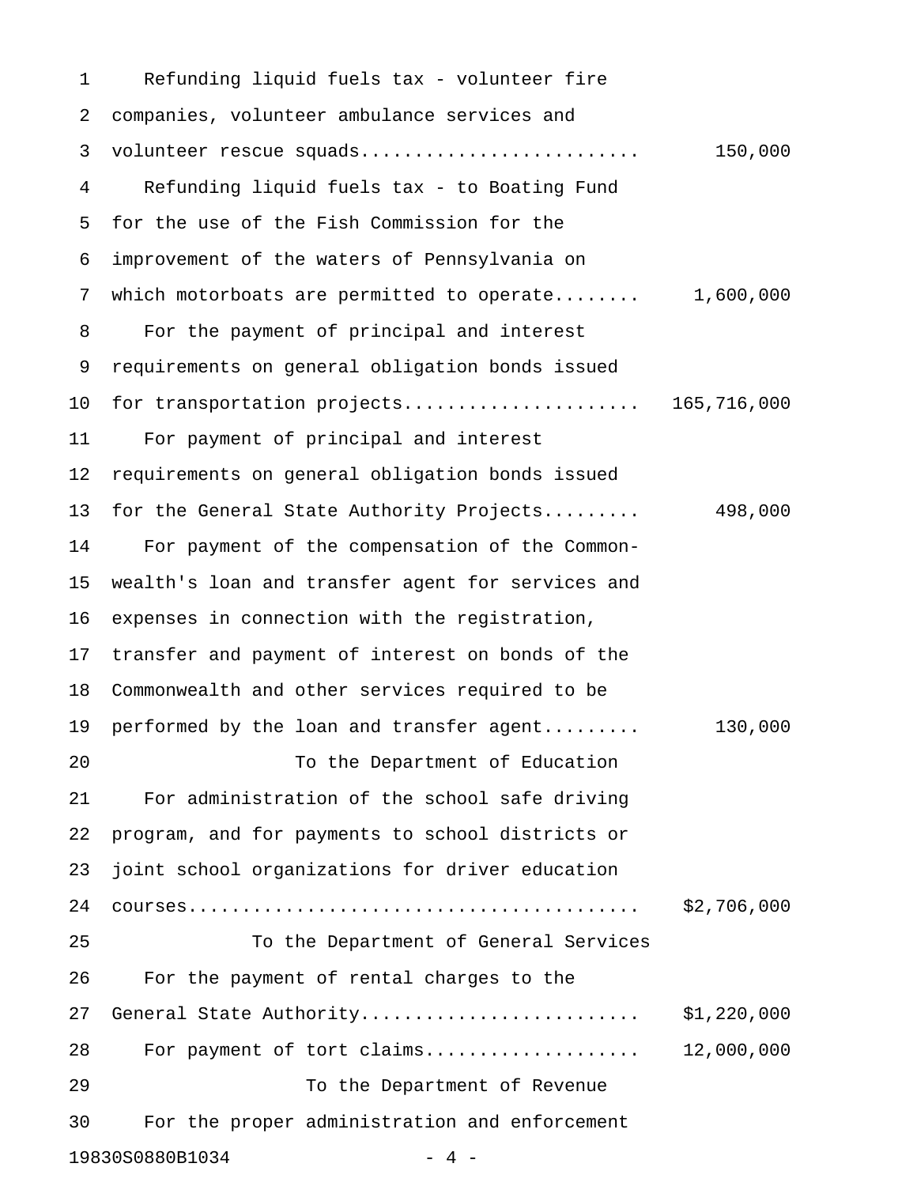Refunding liquid fuels tax - volunteer fire companies, volunteer ambulance services and volunteer rescue squads.......................... 150,000

Refunding liquid fuels tax - to Boating Fund for the use of the Fish Commission for the improvement of the waters of Pennsylvania on which motorboats are permitted to operate........ 1,600,000

For the payment of principal and interest requirements on general obligation bonds issued for transportation projects...................... 165,716,000

For payment of principal and interest requirements on general obligation bonds issued for the General State Authority Projects......... 498,000

For payment of the compensation of the Commonwealth's loan and transfer agent for services and expenses in connection with the registration, transfer and payment of interest on bonds of the Commonwealth and other services required to be performed by the loan and transfer agent......... 130,000

To the Department of Education

For administration of the school safe driving program, and for payments to school districts or joint school organizations for driver education courses......................................... $2,706,000

To the Department of General Services

For the payment of rental charges to the General State Authority......................... $1,220,000

For payment of tort claims.................... 12,000,000

To the Department of Revenue

For the proper administration and enforcement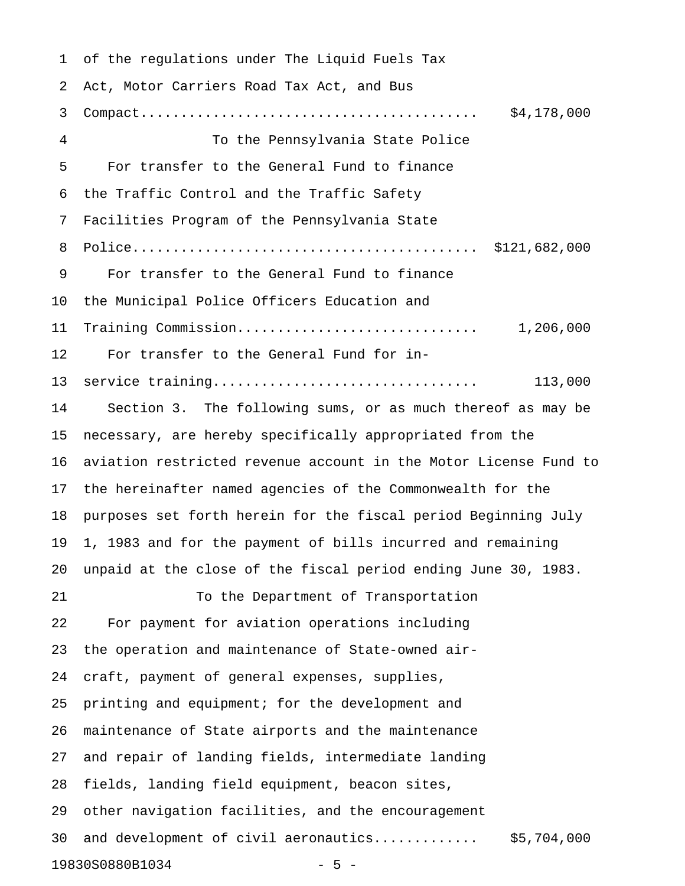of the regulations under The Liquid Fuels Tax Act, Motor Carriers Road Tax Act, and Bus Compact.......................................... $4,178,000

To the Pennsylvania State Police

For transfer to the General Fund to finance the Traffic Control and the Traffic Safety Facilities Program of the Pennsylvania State Police.......................................... $121,682,000

For transfer to the General Fund to finance the Municipal Police Officers Education and Training Commission............................. 1,206,000

For transfer to the General Fund for in-service training................................ 113,000

Section 3. The following sums, or as much thereof as may be necessary, are hereby specifically appropriated from the aviation restricted revenue account in the Motor License Fund to the hereinafter named agencies of the Commonwealth for the purposes set forth herein for the fiscal period Beginning July 1, 1983 and for the payment of bills incurred and remaining unpaid at the close of the fiscal period ending June 30, 1983.

To the Department of Transportation

For payment for aviation operations including the operation and maintenance of State-owned aircraft, payment of general expenses, supplies, printing and equipment; for the development and maintenance of State airports and the maintenance and repair of landing fields, intermediate landing fields, landing field equipment, beacon sites, other navigation facilities, and the encouragement and development of civil aeronautics............. $5,704,000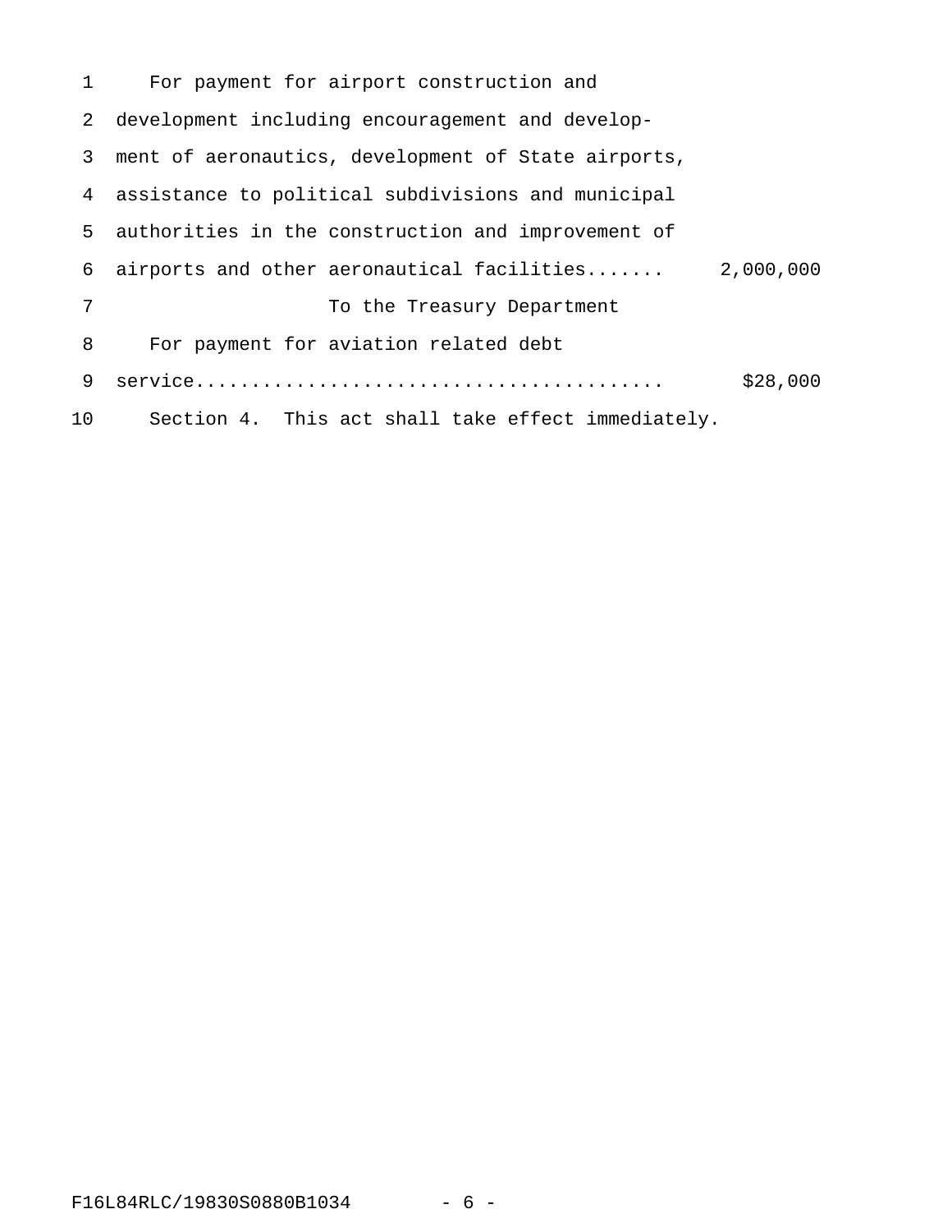For payment for airport construction and development including encouragement and development of aeronautics, development of State airports, assistance to political subdivisions and municipal authorities in the construction and improvement of airports and other aeronautical facilities....... 2,000,000

To the Treasury Department

For payment for aviation related debt service.......................................... $28,000

Section 4. This act shall take effect immediately.